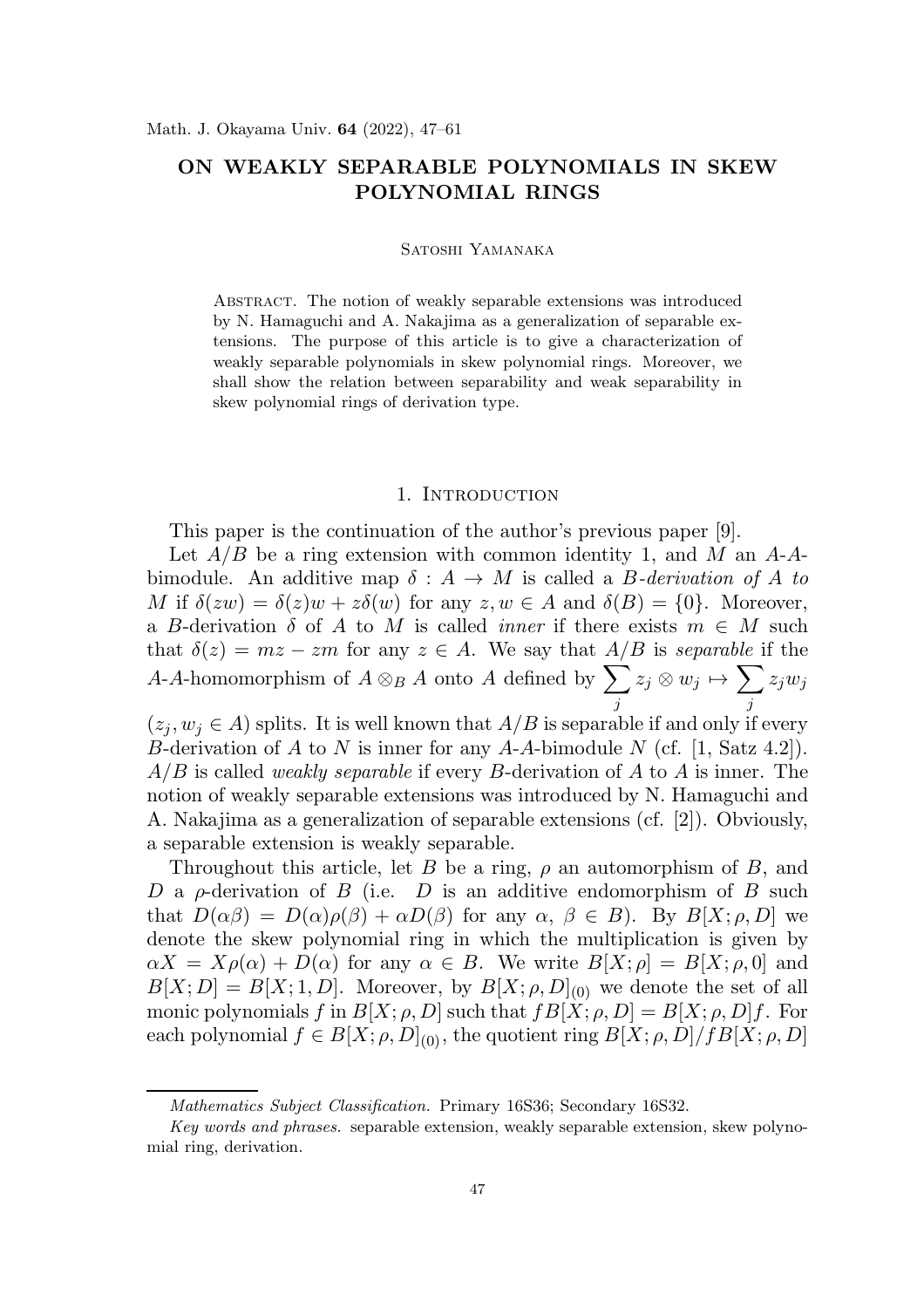# ON WEAKLY SEPARABLE POLYNOMIALS IN SKEW POLYNOMIAL RINGS

Satoshi Yamanaka

Abstract. The notion of weakly separable extensions was introduced by N. Hamaguchi and A. Nakajima as a generalization of separable extensions. The purpose of this article is to give a characterization of weakly separable polynomials in skew polynomial rings. Moreover, we shall show the relation between separability and weak separability in skew polynomial rings of derivation type.

## 1. Introduction

This paper is the continuation of the author's previous paper [9].

Let $A/B$ be a ring extension with common identity 1, and $M$ an $A$-$A$-bimodule. An additive map $\delta : A \to M$ is called a *$B$-derivation of $A$ to $M$* if $\delta(zw) = \delta(z)w + z\delta(w)$ for any $z, w \in A$ and $\delta(B) = \{0\}$. Moreover, a $B$-derivation $\delta$ of $A$ to $M$ is called *inner* if there exists $m \in M$ such that $\delta(z) = mz - zm$ for any $z \in A$. We say that $A/B$ is *separable* if the $A$-$A$-homomorphism of $A \otimes_B A$ onto $A$ defined by $\sum_j z_j \otimes w_j \mapsto \sum_j z_j w_j$ ($z_j, w_j \in A$) splits. It is well known that $A/B$ is separable if and only if every $B$-derivation of $A$ to $N$ is inner for any $A$-$A$-bimodule $N$ (cf. [1, Satz 4.2]). $A/B$ is called *weakly separable* if every $B$-derivation of $A$ to $A$ is inner. The notion of weakly separable extensions was introduced by N. Hamaguchi and A. Nakajima as a generalization of separable extensions (cf. [2]). Obviously, a separable extension is weakly separable.

Throughout this article, let $B$ be a ring, $\rho$ an automorphism of $B$, and $D$ a $\rho$-derivation of $B$ (i.e. $D$ is an additive endomorphism of $B$ such that $D(\alpha\beta) = D(\alpha)\rho(\beta) + \alpha D(\beta)$ for any $\alpha, \beta \in B$). By $B[X; \rho, D]$ we denote the skew polynomial ring in which the multiplication is given by $\alpha X = X\rho(\alpha) + D(\alpha)$ for any $\alpha \in B$. We write $B[X; \rho] = B[X; \rho, 0]$ and $B[X; D] = B[X; 1, D]$. Moreover, by $B[X; \rho, D]_{(0)}$ we denote the set of all monic polynomials $f$ in $B[X; \rho, D]$ such that $fB[X; \rho, D] = B[X; \rho, D]f$. For each polynomial $f \in B[X; \rho, D]_{(0)}$, the quotient ring $B[X; \rho, D]/fB[X; \rho, D]$

*Mathematics Subject Classification.* Primary 16S36; Secondary 16S32.

*Key words and phrases.* separable extension, weakly separable extension, skew polynomial ring, derivation.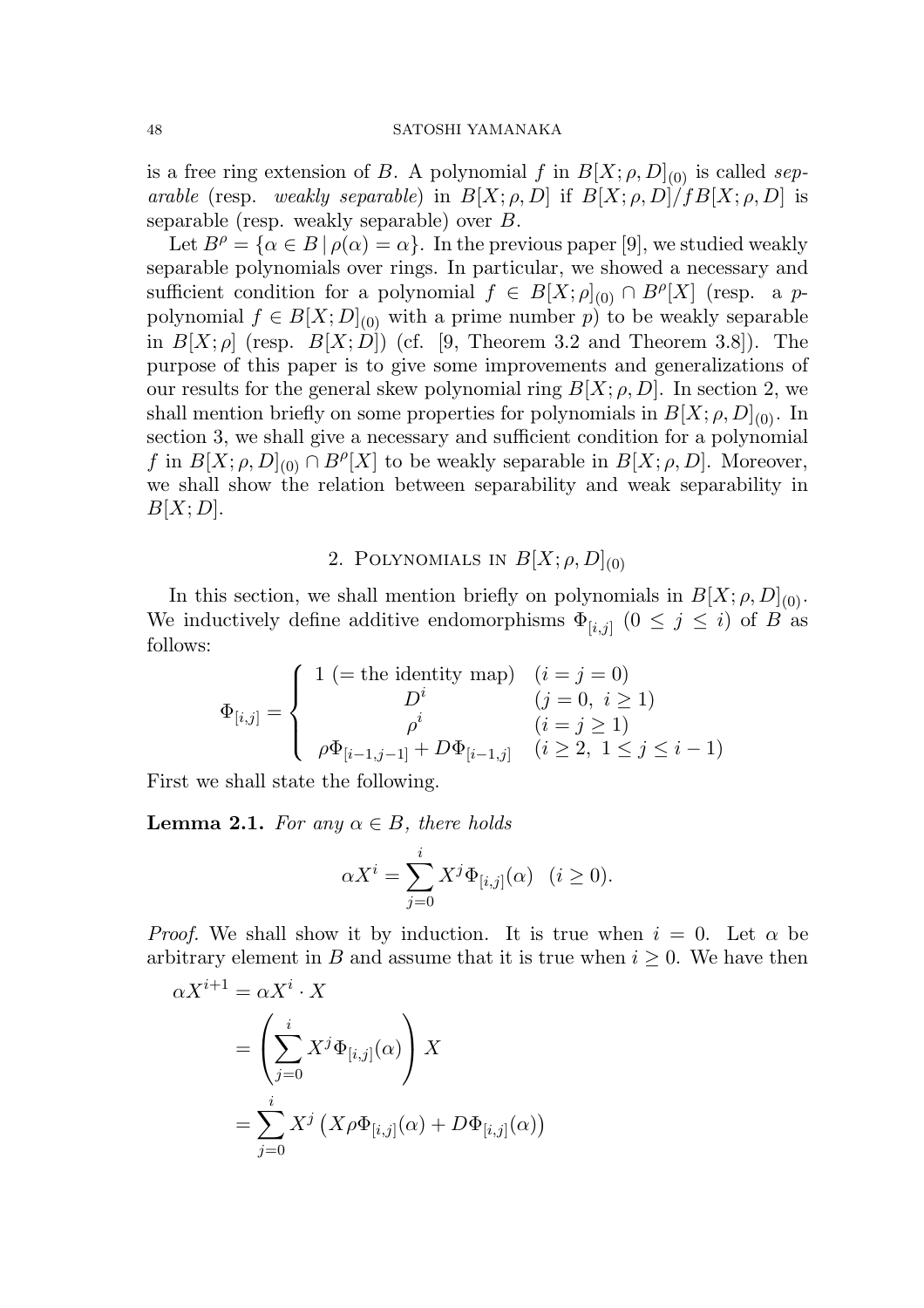is a free ring extension of $B$. A polynomial $f$ in $B[X;\rho,D]_{(0)}$ is called *separable* (resp. *weakly separable*) in $B[X;\rho,D]$ if $B[X;\rho,D]/fB[X;\rho,D]$ is separable (resp. weakly separable) over $B$.

Let $B^\rho = \{\alpha \in B \mid \rho(\alpha) = \alpha\}$. In the previous paper [9], we studied weakly separable polynomials over rings. In particular, we showed a necessary and sufficient condition for a polynomial $f \in B[X;\rho]_{(0)} \cap B^\rho[X]$ (resp. a $p$-polynomial $f \in B[X;D]_{(0)}$ with a prime number $p$) to be weakly separable in $B[X;\rho]$ (resp. $B[X;D]$) (cf. [9, Theorem 3.2 and Theorem 3.8]). The purpose of this paper is to give some improvements and generalizations of our results for the general skew polynomial ring $B[X;\rho,D]$. In section 2, we shall mention briefly on some properties for polynomials in $B[X;\rho,D]_{(0)}$. In section 3, we shall give a necessary and sufficient condition for a polynomial $f$ in $B[X;\rho,D]_{(0)} \cap B^\rho[X]$ to be weakly separable in $B[X;\rho,D]$. Moreover, we shall show the relation between separability and weak separability in $B[X;D]$.

## 2. Polynomials in $B[X;\rho,D]_{(0)}$

In this section, we shall mention briefly on polynomials in $B[X;\rho,D]_{(0)}$. We inductively define additive endomorphisms $\Phi_{[i,j]}$ $(0 \leq j \leq i)$ of $B$ as follows:

$$\Phi_{[i,j]} = \begin{cases} 1 \ (= \text{the identity map}) & (i = j = 0) \\ D^i & (j = 0,\ i \geq 1) \\ \rho^i & (i = j \geq 1) \\ \rho\Phi_{[i-1,j-1]} + D\Phi_{[i-1,j]} & (i \geq 2,\ 1 \leq j \leq i-1) \end{cases}$$

First we shall state the following.

**Lemma 2.1.** *For any $\alpha \in B$, there holds*

$$\alpha X^i = \sum_{j=0}^{i} X^j \Phi_{[i,j]}(\alpha) \quad (i \geq 0).$$

*Proof.* We shall show it by induction. It is true when $i = 0$. Let $\alpha$ be arbitrary element in $B$ and assume that it is true when $i \geq 0$. We have then

$$\begin{aligned} \alpha X^{i+1} &= \alpha X^i \cdot X \\ &= \left( \sum_{j=0}^{i} X^j \Phi_{[i,j]}(\alpha) \right) X \\ &= \sum_{j=0}^{i} X^j \left( X\rho\Phi_{[i,j]}(\alpha) + D\Phi_{[i,j]}(\alpha) \right) \end{aligned}$$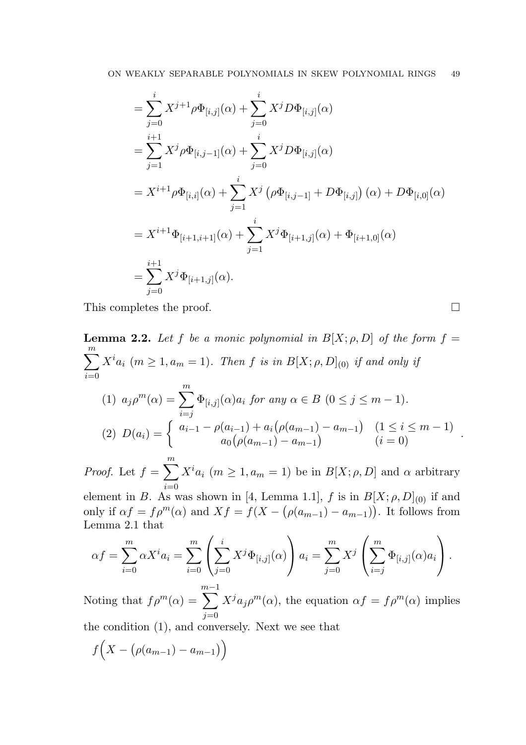$$
\begin{aligned}
&= \sum_{j=0}^{i} X^{j+1} \rho \Phi_{[i,j]}(\alpha) + \sum_{j=0}^{i} X^{j} D \Phi_{[i,j]}(\alpha) \\
&= \sum_{j=1}^{i+1} X^{j} \rho \Phi_{[i,j-1]}(\alpha) + \sum_{j=0}^{i} X^{j} D \Phi_{[i,j]}(\alpha) \\
&= X^{i+1} \rho \Phi_{[i,i]}(\alpha) + \sum_{j=1}^{i} X^{j} \left( \rho \Phi_{[i,j-1]} + D \Phi_{[i,j]} \right)(\alpha) + D \Phi_{[i,0]}(\alpha) \\
&= X^{i+1} \Phi_{[i+1,i+1]}(\alpha) + \sum_{j=1}^{i} X^{j} \Phi_{[i+1,j]}(\alpha) + \Phi_{[i+1,0]}(\alpha) \\
&= \sum_{j=0}^{i+1} X^{j} \Phi_{[i+1,j]}(\alpha).
\end{aligned}
$$

This completes the proof. $\square$

**Lemma 2.2.** *Let $f$ be a monic polynomial in $B[X;\rho,D]$ of the form $f = \sum_{i=0}^{m} X^i a_i$ $(m \geq 1, a_m = 1)$. Then $f$ is in $B[X;\rho,D]_{(0)}$ if and only if*

(1) $a_j \rho^m(\alpha) = \sum_{i=j}^{m} \Phi_{[i,j]}(\alpha) a_i$ *for any $\alpha \in B$ $(0 \leq j \leq m-1)$.*

(2) $D(a_i) = \begin{cases} a_{i-1} - \rho(a_{i-1}) + a_i\big(\rho(a_{m-1}) - a_{m-1}\big) & (1 \leq i \leq m-1) \\ a_0\big(\rho(a_{m-1}) - a_{m-1}\big) & (i = 0) \end{cases}$.

*Proof.* Let $f = \sum_{i=0}^{m} X^i a_i$ $(m \geq 1, a_m = 1)$ be in $B[X;\rho,D]$ and $\alpha$ arbitrary element in $B$. As was shown in [4, Lemma 1.1], $f$ is in $B[X;\rho,D]_{(0)}$ if and only if $\alpha f = f \rho^m(\alpha)$ and $Xf = f(X - \big(\rho(a_{m-1}) - a_{m-1}\big))$. It follows from Lemma 2.1 that

$$
\alpha f = \sum_{i=0}^{m} \alpha X^i a_i = \sum_{i=0}^{m} \left( \sum_{j=0}^{i} X^j \Phi_{[i,j]}(\alpha) \right) a_i = \sum_{j=0}^{m} X^j \left( \sum_{i=j}^{m} \Phi_{[i,j]}(\alpha) a_i \right).
$$

Noting that $f\rho^m(\alpha) = \sum_{j=0}^{m-1} X^j a_j \rho^m(\alpha)$, the equation $\alpha f = f\rho^m(\alpha)$ implies the condition (1), and conversely. Next we see that

$$
f\Big(X - \big(\rho(a_{m-1}) - a_{m-1}\big)\Big)
$$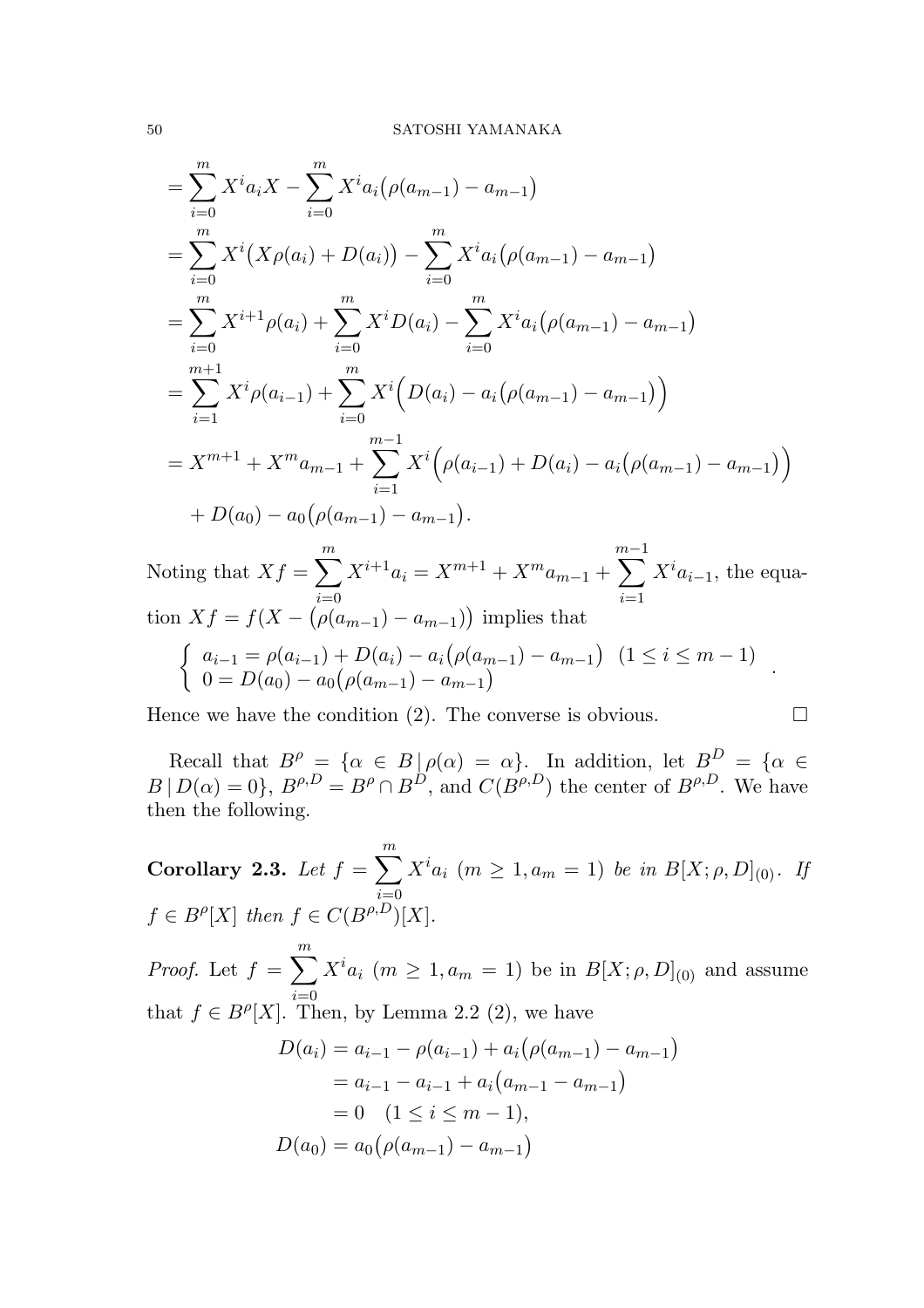$$
\begin{aligned}
&= \sum_{i=0}^{m} X^i a_i X - \sum_{i=0}^{m} X^i a_i\big(\rho(a_{m-1}) - a_{m-1}\big) \\
&= \sum_{i=0}^{m} X^i\big(X\rho(a_i) + D(a_i)\big) - \sum_{i=0}^{m} X^i a_i\big(\rho(a_{m-1}) - a_{m-1}\big) \\
&= \sum_{i=0}^{m} X^{i+1}\rho(a_i) + \sum_{i=0}^{m} X^i D(a_i) - \sum_{i=0}^{m} X^i a_i\big(\rho(a_{m-1}) - a_{m-1}\big) \\
&= \sum_{i=1}^{m+1} X^i\rho(a_{i-1}) + \sum_{i=0}^{m} X^i\Big(D(a_i) - a_i\big(\rho(a_{m-1}) - a_{m-1}\big)\Big) \\
&= X^{m+1} + X^m a_{m-1} + \sum_{i=1}^{m-1} X^i\Big(\rho(a_{i-1}) + D(a_i) - a_i\big(\rho(a_{m-1}) - a_{m-1}\big)\Big) \\
&\quad + D(a_0) - a_0\big(\rho(a_{m-1}) - a_{m-1}\big).
\end{aligned}
$$

Noting that $Xf = \sum_{i=0}^{m} X^{i+1}a_i = X^{m+1} + X^m a_{m-1} + \sum_{i=1}^{m-1} X^i a_{i-1}$, the equation $Xf = f(X - \big(\rho(a_{m-1}) - a_{m-1}\big))$ implies that

$$
\begin{cases}
a_{i-1} = \rho(a_{i-1}) + D(a_i) - a_i\big(\rho(a_{m-1}) - a_{m-1}\big) & (1 \leq i \leq m-1) \\
0 = D(a_0) - a_0\big(\rho(a_{m-1}) - a_{m-1}\big)
\end{cases}.
$$

Hence we have the condition (2). The converse is obvious. $\square$

Recall that $B^\rho = \{\alpha \in B \,|\, \rho(\alpha) = \alpha\}$. In addition, let $B^D = \{\alpha \in B \,|\, D(\alpha) = 0\}$, $B^{\rho,D} = B^\rho \cap B^D$, and $C(B^{\rho,D})$ the center of $B^{\rho,D}$. We have then the following.

**Corollary 2.3.** *Let $f = \sum_{i=0}^{m} X^i a_i$ $(m \geq 1, a_m = 1)$ be in $B[X;\rho,D]_{(0)}$. If $f \in B^\rho[X]$ then $f \in C(B^{\rho,D})[X]$.*

*Proof.* Let $f = \sum_{i=0}^{m} X^i a_i$ $(m \geq 1, a_m = 1)$ be in $B[X;\rho,D]_{(0)}$ and assume that $f \in B^\rho[X]$. Then, by Lemma 2.2 (2), we have

$$
\begin{aligned}
D(a_i) &= a_{i-1} - \rho(a_{i-1}) + a_i\big(\rho(a_{m-1}) - a_{m-1}\big) \\
&= a_{i-1} - a_{i-1} + a_i\big(a_{m-1} - a_{m-1}\big) \\
&= 0 \quad (1 \leq i \leq m-1), \\
D(a_0) &= a_0\big(\rho(a_{m-1}) - a_{m-1}\big)
\end{aligned}
$$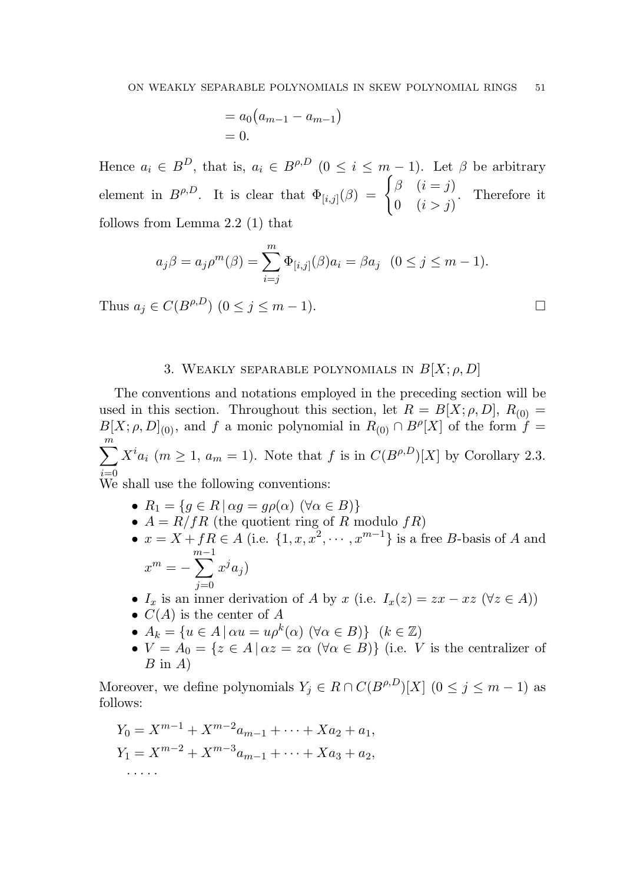$$= a_0\big(a_{m-1} - a_{m-1}\big)$$
$$= 0.$$

Hence $a_i \in B^D$, that is, $a_i \in B^{\rho,D}$ $(0 \le i \le m-1)$. Let $\beta$ be arbitrary element in $B^{\rho,D}$. It is clear that $\Phi_{[i,j]}(\beta) = \begin{cases} \beta & (i = j) \\ 0 & (i > j) \end{cases}$. Therefore it follows from Lemma 2.2 (1) that

$$a_j\beta = a_j\rho^m(\beta) = \sum_{i=j}^{m} \Phi_{[i,j]}(\beta)a_i = \beta a_j \quad (0 \le j \le m-1).$$

Thus $a_j \in C(B^{\rho,D})$ $(0 \le j \le m-1)$. $\square$

## 3. Weakly separable polynomials in $B[X;\rho,D]$

The conventions and notations employed in the preceding section will be used in this section. Throughout this section, let $R = B[X;\rho,D]$, $R_{(0)} = B[X;\rho,D]_{(0)}$, and $f$ a monic polynomial in $R_{(0)} \cap B^{\rho}[X]$ of the form $f = \sum_{i=0}^{m} X^i a_i$ $(m \ge 1,\ a_m = 1)$. Note that $f$ is in $C(B^{\rho,D})[X]$ by Corollary 2.3. We shall use the following conventions:

- $R_1 = \{g \in R \,|\, \alpha g = g\rho(\alpha)\ (\forall \alpha \in B)\}$
- $A = R/fR$ (the quotient ring of $R$ modulo $fR$)
- $x = X + fR \in A$ (i.e. $\{1, x, x^2, \cdots, x^{m-1}\}$ is a free $B$-basis of $A$ and $x^m = -\sum_{j=0}^{m-1} x^j a_j$)
- $I_x$ is an inner derivation of $A$ by $x$ (i.e. $I_x(z) = zx - xz$ $(\forall z \in A)$)
- $C(A)$ is the center of $A$
- $A_k = \{u \in A \,|\, \alpha u = u\rho^k(\alpha)\ (\forall \alpha \in B)\}$ $(k \in \mathbb{Z})$
- $V = A_0 = \{z \in A \,|\, \alpha z = z\alpha\ (\forall \alpha \in B)\}$ (i.e. $V$ is the centralizer of $B$ in $A$)

Moreover, we define polynomials $Y_j \in R \cap C(B^{\rho,D})[X]$ $(0 \le j \le m-1)$ as follows:

$$Y_0 = X^{m-1} + X^{m-2}a_{m-1} + \cdots + Xa_2 + a_1,$$
$$Y_1 = X^{m-2} + X^{m-3}a_{m-1} + \cdots + Xa_3 + a_2,$$
$$\cdots\cdots$$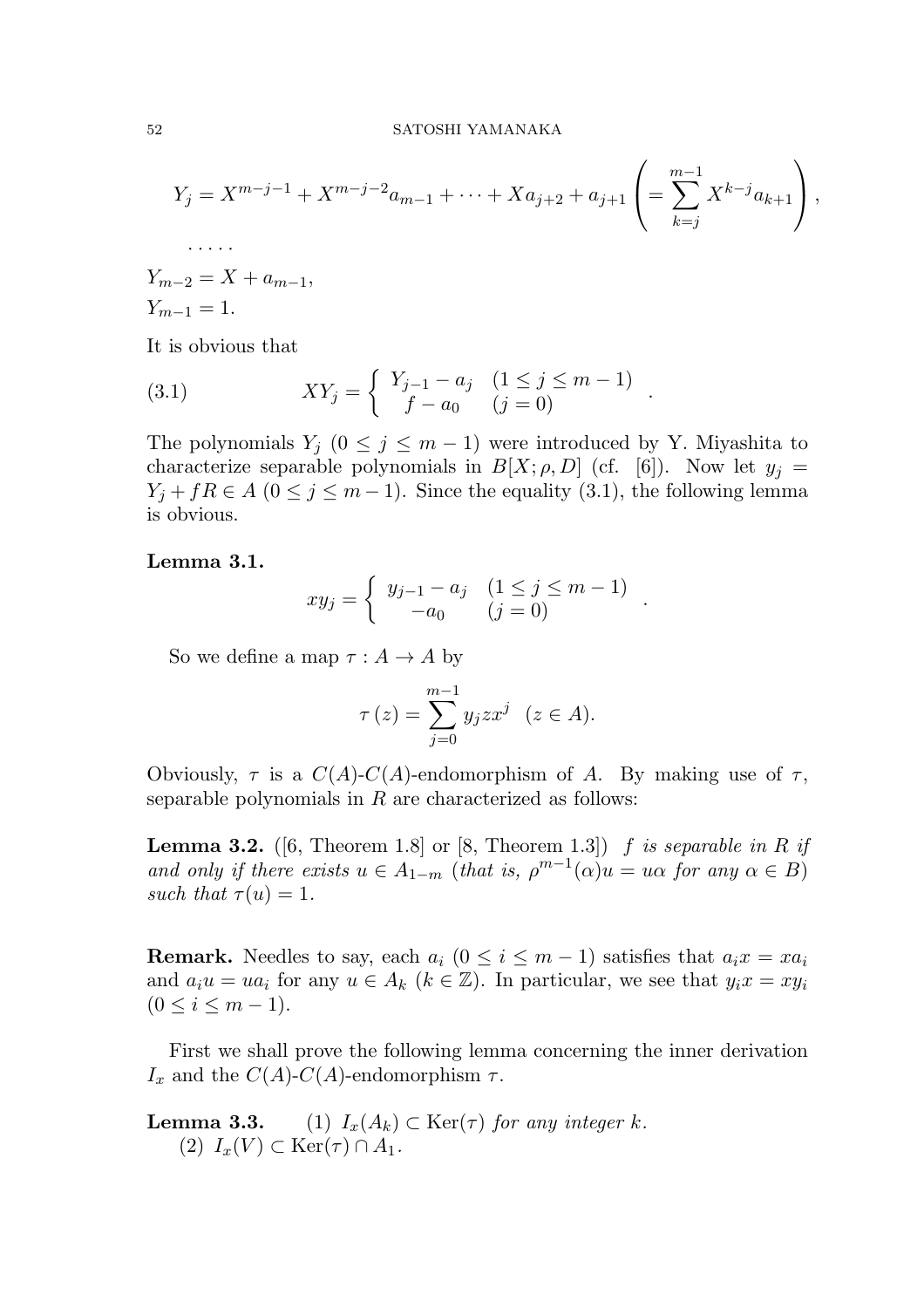$$Y_j = X^{m-j-1} + X^{m-j-2}a_{m-1} + \cdots + Xa_{j+2} + a_{j+1} \left( = \sum_{k=j}^{m-1} X^{k-j} a_{k+1} \right),$$

$\cdots\cdots$

$$Y_{m-2} = X + a_{m-1},$$
$$Y_{m-1} = 1.$$

It is obvious that

$$XY_j = \begin{cases} Y_{j-1} - a_j & (1 \leq j \leq m-1) \\ f - a_0 & (j = 0) \end{cases} . \tag{3.1}$$

The polynomials $Y_j$ $(0 \leq j \leq m-1)$ were introduced by Y. Miyashita to characterize separable polynomials in $B[X;\rho,D]$ (cf. [6]). Now let $y_j = Y_j + fR \in A$ $(0 \leq j \leq m-1)$. Since the equality (3.1), the following lemma is obvious.

**Lemma 3.1.**

$$xy_j = \begin{cases} y_{j-1} - a_j & (1 \leq j \leq m-1) \\ -a_0 & (j = 0) \end{cases} .$$

So we define a map $\tau : A \to A$ by

$$\tau(z) = \sum_{j=0}^{m-1} y_j z x^j \quad (z \in A).$$

Obviously, $\tau$ is a $C(A)$-$C(A)$-endomorphism of $A$. By making use of $\tau$, separable polynomials in $R$ are characterized as follows:

**Lemma 3.2.** ([6, Theorem 1.8] or [8, Theorem 1.3]) *$f$ is separable in $R$ if and only if there exists $u \in A_{1-m}$ (that is, $\rho^{m-1}(\alpha)u = u\alpha$ for any $\alpha \in B$) such that $\tau(u) = 1$.*

**Remark.** Needles to say, each $a_i$ $(0 \leq i \leq m-1)$ satisfies that $a_i x = x a_i$ and $a_i u = u a_i$ for any $u \in A_k$ $(k \in \mathbb{Z})$. In particular, we see that $y_i x = x y_i$ $(0 \leq i \leq m-1)$.

First we shall prove the following lemma concerning the inner derivation $I_x$ and the $C(A)$-$C(A)$-endomorphism $\tau$.

**Lemma 3.3.** (1) *$I_x(A_k) \subset \mathrm{Ker}(\tau)$ for any integer $k$.*
(2) *$I_x(V) \subset \mathrm{Ker}(\tau) \cap A_1$.*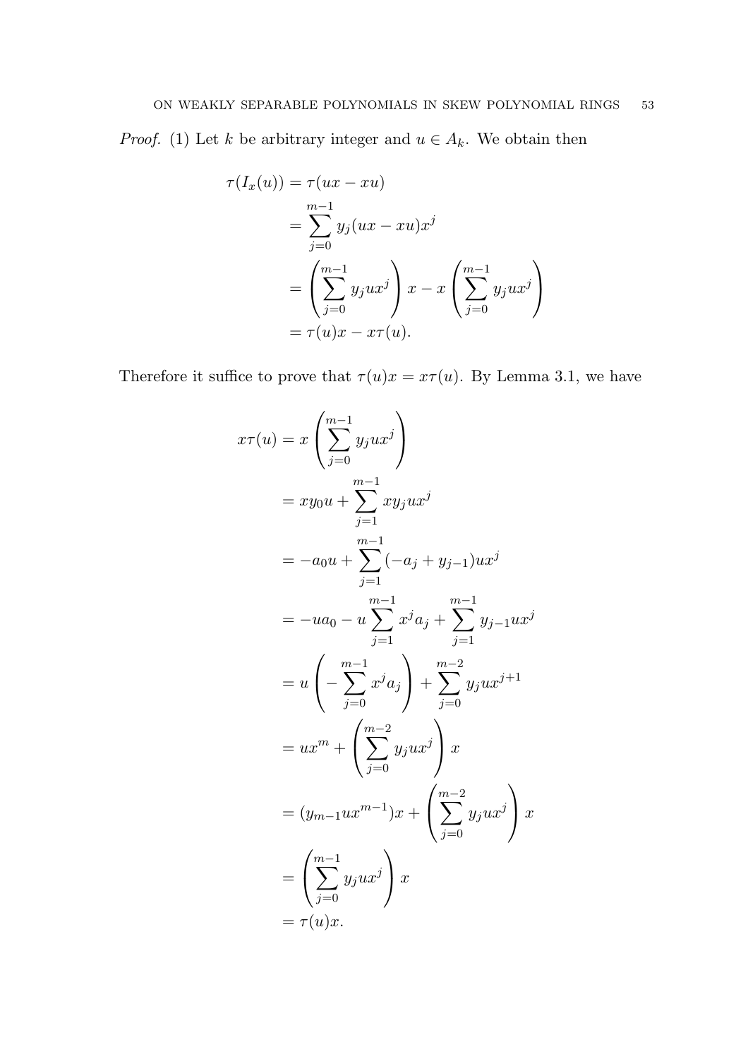*Proof.* (1) Let $k$ be arbitrary integer and $u \in A_k$. We obtain then

$$
\begin{aligned}
\tau(I_x(u)) &= \tau(ux - xu) \\
&= \sum_{j=0}^{m-1} y_j(ux - xu)x^j \\
&= \left(\sum_{j=0}^{m-1} y_j u x^j\right) x - x \left(\sum_{j=0}^{m-1} y_j u x^j\right) \\
&= \tau(u)x - x\tau(u).
\end{aligned}
$$

Therefore it suffice to prove that $\tau(u)x = x\tau(u)$. By Lemma 3.1, we have

$$
\begin{aligned}
x\tau(u) &= x\left(\sum_{j=0}^{m-1} y_j u x^j\right) \\
&= xy_0u + \sum_{j=1}^{m-1} xy_j u x^j \\
&= -a_0u + \sum_{j=1}^{m-1} (-a_j + y_{j-1})ux^j \\
&= -ua_0 - u\sum_{j=1}^{m-1} x^j a_j + \sum_{j=1}^{m-1} y_{j-1}ux^j \\
&= u\left(-\sum_{j=0}^{m-1} x^j a_j\right) + \sum_{j=0}^{m-2} y_j u x^{j+1} \\
&= ux^m + \left(\sum_{j=0}^{m-2} y_j u x^j\right) x \\
&= (y_{m-1}ux^{m-1})x + \left(\sum_{j=0}^{m-2} y_j u x^j\right) x \\
&= \left(\sum_{j=0}^{m-1} y_j u x^j\right) x \\
&= \tau(u)x.
\end{aligned}
$$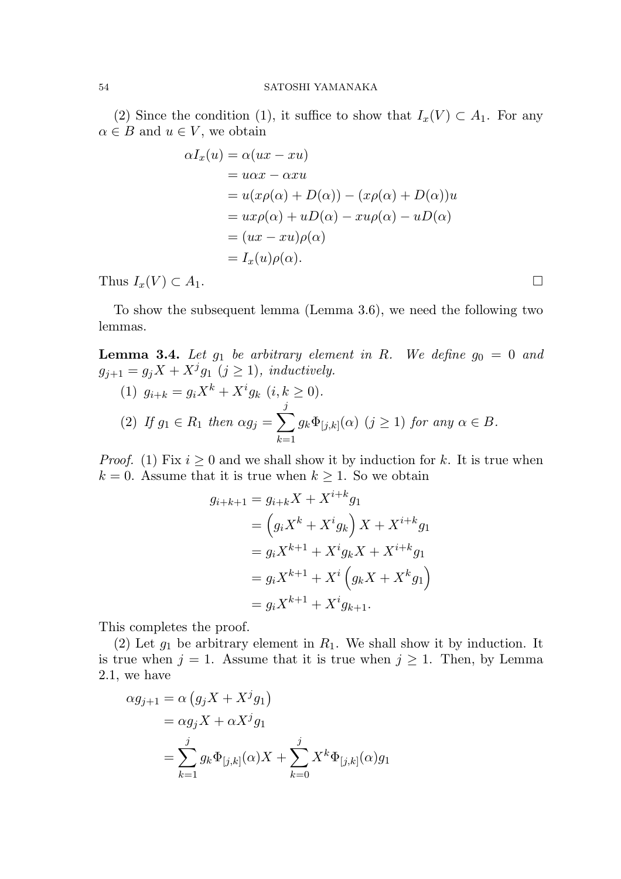(2) Since the condition (1), it suffice to show that $I_x(V) \subset A_1$. For any $\alpha \in B$ and $u \in V$, we obtain

$$\begin{aligned}
\alpha I_x(u) &= \alpha(ux - xu) \\
&= u\alpha x - \alpha x u \\
&= u(x\rho(\alpha) + D(\alpha)) - (x\rho(\alpha) + D(\alpha))u \\
&= ux\rho(\alpha) + uD(\alpha) - xu\rho(\alpha) - uD(\alpha) \\
&= (ux - xu)\rho(\alpha) \\
&= I_x(u)\rho(\alpha).
\end{aligned}$$

Thus $I_x(V) \subset A_1$. □

To show the subsequent lemma (Lemma 3.6), we need the following two lemmas.

**Lemma 3.4.** *Let $g_1$ be arbitrary element in $R$. We define $g_0 = 0$ and $g_{j+1} = g_j X + X^j g_1$ $(j \geq 1)$, inductively.*

*(1) $g_{i+k} = g_i X^k + X^i g_k$ $(i, k \geq 0)$.*

*(2) If $g_1 \in R_1$ then $\alpha g_j = \displaystyle\sum_{k=1}^{j} g_k \Phi_{[j,k]}(\alpha)$ $(j \geq 1)$ for any $\alpha \in B$.*

*Proof.* (1) Fix $i \geq 0$ and we shall show it by induction for $k$. It is true when $k = 0$. Assume that it is true when $k \geq 1$. So we obtain

$$\begin{aligned}
g_{i+k+1} &= g_{i+k} X + X^{i+k} g_1 \\
&= \left(g_i X^k + X^i g_k\right) X + X^{i+k} g_1 \\
&= g_i X^{k+1} + X^i g_k X + X^{i+k} g_1 \\
&= g_i X^{k+1} + X^i \left(g_k X + X^k g_1\right) \\
&= g_i X^{k+1} + X^i g_{k+1}.
\end{aligned}$$

This completes the proof.

(2) Let $g_1$ be arbitrary element in $R_1$. We shall show it by induction. It is true when $j = 1$. Assume that it is true when $j \geq 1$. Then, by Lemma 2.1, we have

$$\begin{aligned}
\alpha g_{j+1} &= \alpha\left(g_j X + X^j g_1\right) \\
&= \alpha g_j X + \alpha X^j g_1 \\
&= \sum_{k=1}^{j} g_k \Phi_{[j,k]}(\alpha) X + \sum_{k=0}^{j} X^k \Phi_{[j,k]}(\alpha) g_1
\end{aligned}$$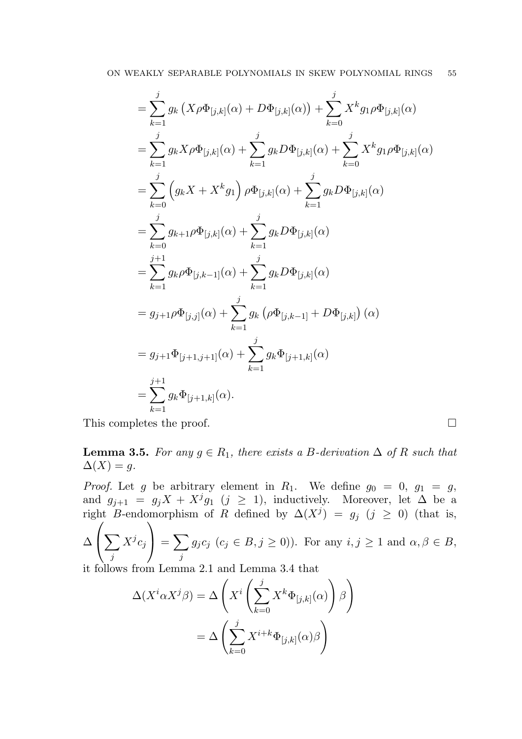$$
\begin{aligned}
&= \sum_{k=1}^{j} g_k \left( X\rho\Phi_{[j,k]}(\alpha) + D\Phi_{[j,k]}(\alpha) \right) + \sum_{k=0}^{j} X^k g_1 \rho\Phi_{[j,k]}(\alpha) \\
&= \sum_{k=1}^{j} g_k X\rho\Phi_{[j,k]}(\alpha) + \sum_{k=1}^{j} g_k D\Phi_{[j,k]}(\alpha) + \sum_{k=0}^{j} X^k g_1 \rho\Phi_{[j,k]}(\alpha) \\
&= \sum_{k=0}^{j} \left( g_k X + X^k g_1 \right) \rho\Phi_{[j,k]}(\alpha) + \sum_{k=1}^{j} g_k D\Phi_{[j,k]}(\alpha) \\
&= \sum_{k=0}^{j} g_{k+1} \rho\Phi_{[j,k]}(\alpha) + \sum_{k=1}^{j} g_k D\Phi_{[j,k]}(\alpha) \\
&= \sum_{k=1}^{j+1} g_k \rho\Phi_{[j,k-1]}(\alpha) + \sum_{k=1}^{j} g_k D\Phi_{[j,k]}(\alpha) \\
&= g_{j+1}\rho\Phi_{[j,j]}(\alpha) + \sum_{k=1}^{j} g_k \left( \rho\Phi_{[j,k-1]} + D\Phi_{[j,k]} \right)(\alpha) \\
&= g_{j+1}\Phi_{[j+1,j+1]}(\alpha) + \sum_{k=1}^{j} g_k \Phi_{[j+1,k]}(\alpha) \\
&= \sum_{k=1}^{j+1} g_k \Phi_{[j+1,k]}(\alpha).
\end{aligned}
$$

This completes the proof. $\square$

**Lemma 3.5.** *For any $g \in R_1$, there exists a $B$-derivation $\Delta$ of $R$ such that $\Delta(X) = g$.*

*Proof.* Let $g$ be arbitrary element in $R_1$. We define $g_0 = 0$, $g_1 = g$, and $g_{j+1} = g_j X + X^j g_1$ $(j \geq 1)$, inductively. Moreover, let $\Delta$ be a right $B$-endomorphism of $R$ defined by $\Delta(X^j) = g_j$ $(j \geq 0)$ (that is, $\Delta\left(\sum_j X^j c_j\right) = \sum_j g_j c_j$ $(c_j \in B, j \geq 0)$). For any $i, j \geq 1$ and $\alpha, \beta \in B$, it follows from Lemma 2.1 and Lemma 3.4 that

$$
\begin{aligned}
\Delta(X^i \alpha X^j \beta) &= \Delta\left( X^i \left( \sum_{k=0}^{j} X^k \Phi_{[j,k]}(\alpha) \right) \beta \right) \\
&= \Delta\left( \sum_{k=0}^{j} X^{i+k} \Phi_{[j,k]}(\alpha)\beta \right)
\end{aligned}
$$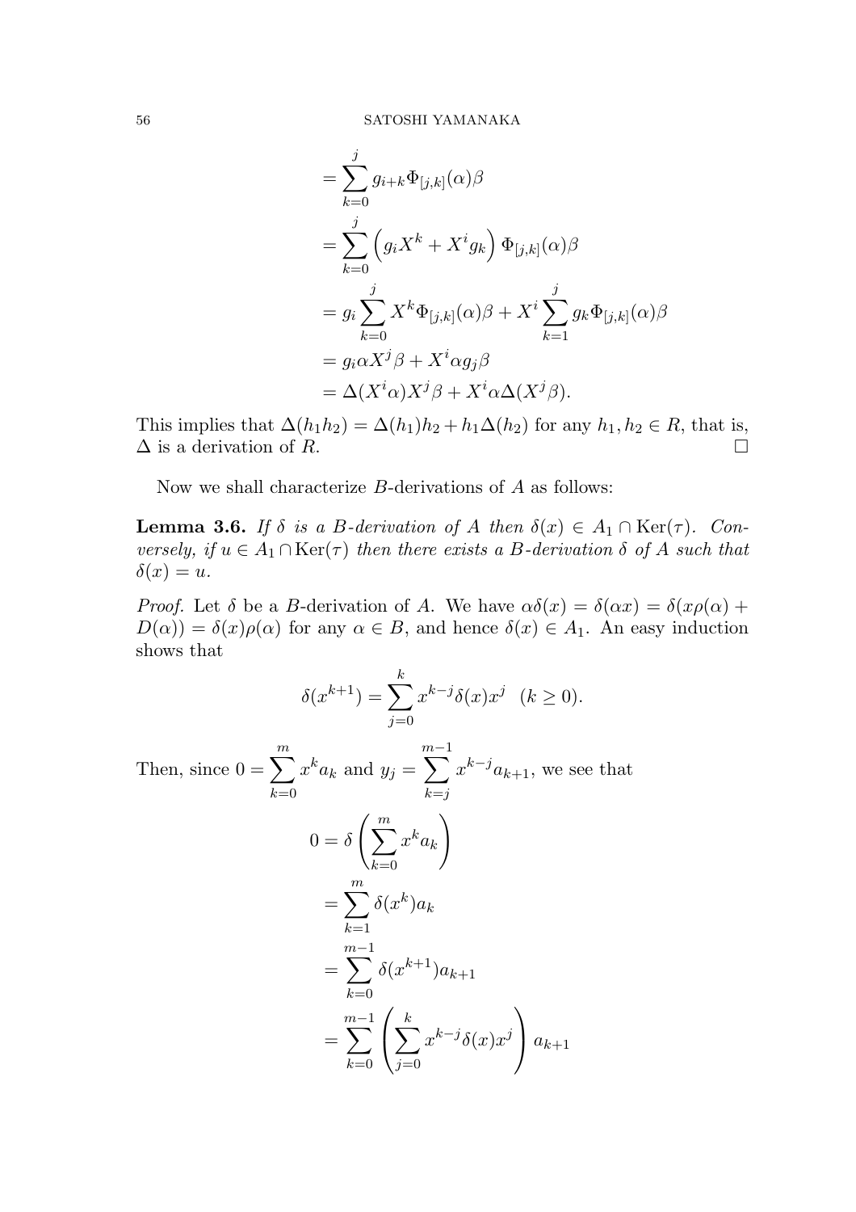$$
\begin{aligned}
&= \sum_{k=0}^{j} g_{i+k} \Phi_{[j,k]}(\alpha)\beta \\
&= \sum_{k=0}^{j} \left( g_i X^k + X^i g_k \right) \Phi_{[j,k]}(\alpha)\beta \\
&= g_i \sum_{k=0}^{j} X^k \Phi_{[j,k]}(\alpha)\beta + X^i \sum_{k=1}^{j} g_k \Phi_{[j,k]}(\alpha)\beta \\
&= g_i \alpha X^j \beta + X^i \alpha g_j \beta \\
&= \Delta(X^i \alpha) X^j \beta + X^i \alpha \Delta(X^j \beta).
\end{aligned}
$$

This implies that $\Delta(h_1 h_2) = \Delta(h_1)h_2 + h_1 \Delta(h_2)$ for any $h_1, h_2 \in R$, that is, $\Delta$ is a derivation of $R$. $\square$

Now we shall characterize $B$-derivations of $A$ as follows:

**Lemma 3.6.** *If $\delta$ is a $B$-derivation of $A$ then $\delta(x) \in A_1 \cap \mathrm{Ker}(\tau)$. Conversely, if $u \in A_1 \cap \mathrm{Ker}(\tau)$ then there exists a $B$-derivation $\delta$ of $A$ such that $\delta(x) = u$.*

*Proof.* Let $\delta$ be a $B$-derivation of $A$. We have $\alpha\delta(x) = \delta(\alpha x) = \delta(x\rho(\alpha) + D(\alpha)) = \delta(x)\rho(\alpha)$ for any $\alpha \in B$, and hence $\delta(x) \in A_1$. An easy induction shows that

$$
\delta(x^{k+1}) = \sum_{j=0}^{k} x^{k-j} \delta(x) x^j \quad (k \geq 0).
$$

Then, since $0 = \sum_{k=0}^{m} x^k a_k$ and $y_j = \sum_{k=j}^{m-1} x^{k-j} a_{k+1}$, we see that

$$
\begin{aligned}
0 &= \delta\left( \sum_{k=0}^{m} x^k a_k \right) \\
&= \sum_{k=1}^{m} \delta(x^k) a_k \\
&= \sum_{k=0}^{m-1} \delta(x^{k+1}) a_{k+1} \\
&= \sum_{k=0}^{m-1} \left( \sum_{j=0}^{k} x^{k-j} \delta(x) x^j \right) a_{k+1}
\end{aligned}
$$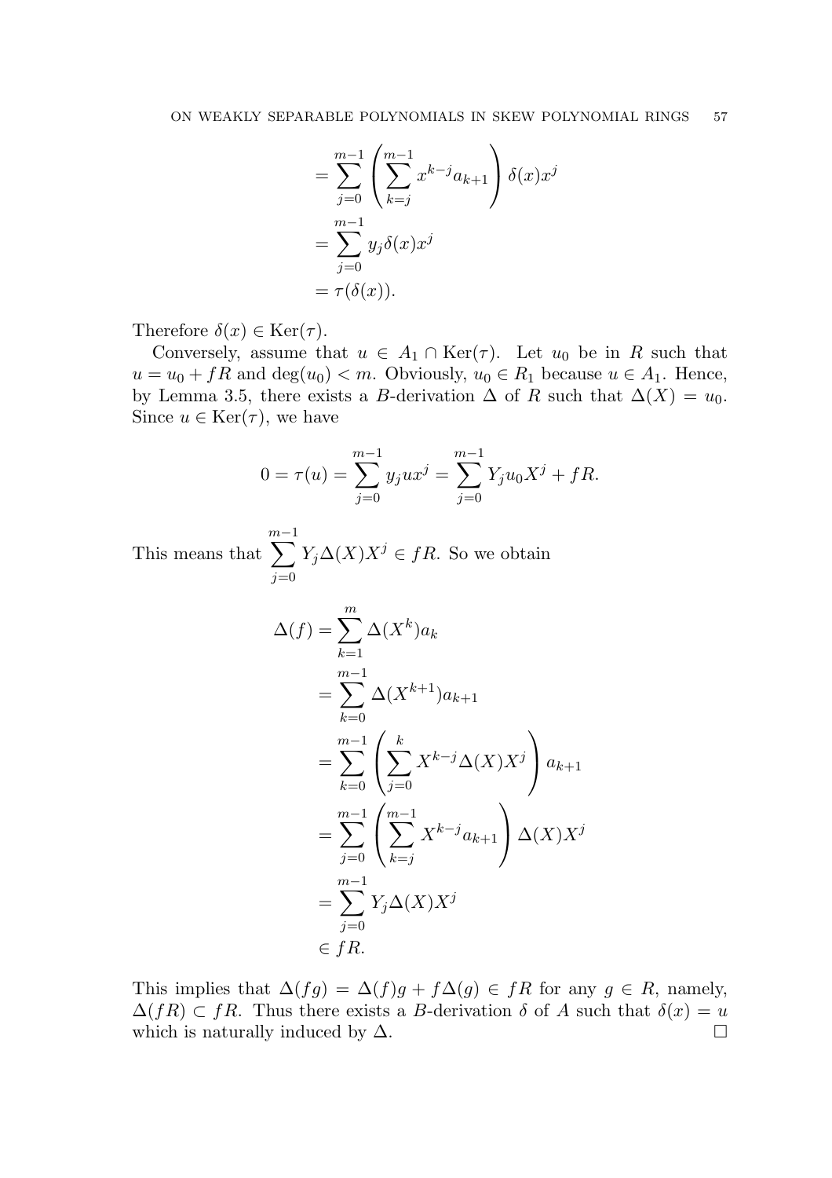$$
\begin{aligned}
&= \sum_{j=0}^{m-1} \left( \sum_{k=j}^{m-1} x^{k-j} a_{k+1} \right) \delta(x) x^j \\
&= \sum_{j=0}^{m-1} y_j \delta(x) x^j \\
&= \tau(\delta(x)).
\end{aligned}
$$

Therefore $\delta(x) \in \operatorname{Ker}(\tau)$.

Conversely, assume that $u \in A_1 \cap \operatorname{Ker}(\tau)$. Let $u_0$ be in $R$ such that $u = u_0 + fR$ and $\deg(u_0) < m$. Obviously, $u_0 \in R_1$ because $u \in A_1$. Hence, by Lemma 3.5, there exists a $B$-derivation $\Delta$ of $R$ such that $\Delta(X) = u_0$. Since $u \in \operatorname{Ker}(\tau)$, we have

$$
0 = \tau(u) = \sum_{j=0}^{m-1} y_j u x^j = \sum_{j=0}^{m-1} Y_j u_0 X^j + fR.
$$

This means that $\sum_{j=0}^{m-1} Y_j \Delta(X) X^j \in fR$. So we obtain

$$
\begin{aligned}
\Delta(f) &= \sum_{k=1}^{m} \Delta(X^k) a_k \\
&= \sum_{k=0}^{m-1} \Delta(X^{k+1}) a_{k+1} \\
&= \sum_{k=0}^{m-1} \left( \sum_{j=0}^{k} X^{k-j} \Delta(X) X^j \right) a_{k+1} \\
&= \sum_{j=0}^{m-1} \left( \sum_{k=j}^{m-1} X^{k-j} a_{k+1} \right) \Delta(X) X^j \\
&= \sum_{j=0}^{m-1} Y_j \Delta(X) X^j \\
&\in fR.
\end{aligned}
$$

This implies that $\Delta(fg) = \Delta(f)g + f\Delta(g) \in fR$ for any $g \in R$, namely, $\Delta(fR) \subset fR$. Thus there exists a $B$-derivation $\delta$ of $A$ such that $\delta(x) = u$ which is naturally induced by $\Delta$. $\square$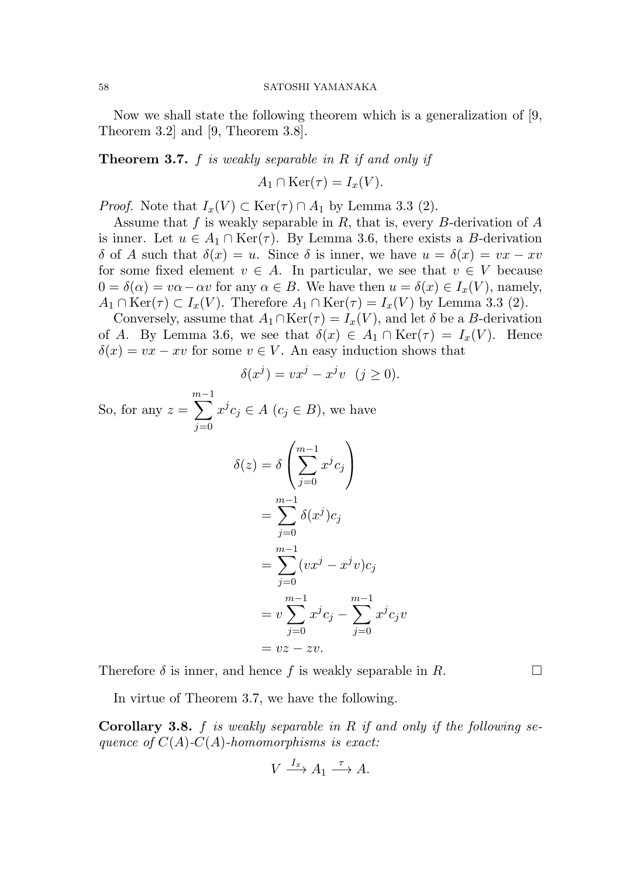Now we shall state the following theorem which is a generalization of [9, Theorem 3.2] and [9, Theorem 3.8].

**Theorem 3.7.** *$f$ is weakly separable in $R$ if and only if*

$$A_1 \cap \operatorname{Ker}(\tau) = I_x(V).$$

*Proof.* Note that $I_x(V) \subset \operatorname{Ker}(\tau) \cap A_1$ by Lemma 3.3 (2).

Assume that $f$ is weakly separable in $R$, that is, every $B$-derivation of $A$ is inner. Let $u \in A_1 \cap \operatorname{Ker}(\tau)$. By Lemma 3.6, there exists a $B$-derivation $\delta$ of $A$ such that $\delta(x) = u$. Since $\delta$ is inner, we have $u = \delta(x) = vx - xv$ for some fixed element $v \in A$. In particular, we see that $v \in V$ because $0 = \delta(\alpha) = v\alpha - \alpha v$ for any $\alpha \in B$. We have then $u = \delta(x) \in I_x(V)$, namely, $A_1 \cap \operatorname{Ker}(\tau) \subset I_x(V)$. Therefore $A_1 \cap \operatorname{Ker}(\tau) = I_x(V)$ by Lemma 3.3 (2).

Conversely, assume that $A_1 \cap \operatorname{Ker}(\tau) = I_x(V)$, and let $\delta$ be a $B$-derivation of $A$. By Lemma 3.6, we see that $\delta(x) \in A_1 \cap \operatorname{Ker}(\tau) = I_x(V)$. Hence $\delta(x) = vx - xv$ for some $v \in V$. An easy induction shows that

$$\delta(x^j) = vx^j - x^j v \quad (j \geq 0).$$

So, for any $z = \sum_{j=0}^{m-1} x^j c_j \in A$ ($c_j \in B$), we have

$$\begin{aligned}
\delta(z) &= \delta\left(\sum_{j=0}^{m-1} x^j c_j\right) \\
&= \sum_{j=0}^{m-1} \delta(x^j) c_j \\
&= \sum_{j=0}^{m-1} (vx^j - x^j v) c_j \\
&= v \sum_{j=0}^{m-1} x^j c_j - \sum_{j=0}^{m-1} x^j c_j v \\
&= vz - zv.
\end{aligned}$$

Therefore $\delta$ is inner, and hence $f$ is weakly separable in $R$. $\square$

In virtue of Theorem 3.7, we have the following.

**Corollary 3.8.** *$f$ is weakly separable in $R$ if and only if the following sequence of $C(A)$-$C(A)$-homomorphisms is exact:*

$$V \xrightarrow{I_x} A_1 \xrightarrow{\tau} A.$$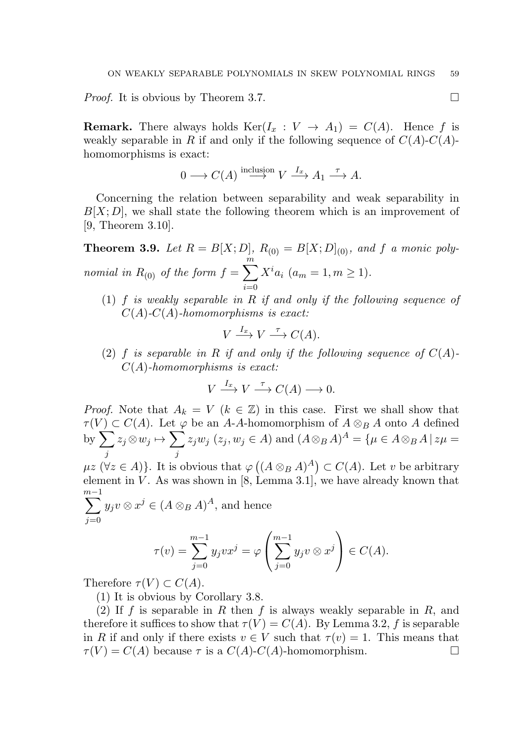*Proof.* It is obvious by Theorem 3.7. $\square$

**Remark.** There always holds $\mathrm{Ker}(I_x : V \to A_1) = C(A)$. Hence $f$ is weakly separable in $R$ if and only if the following sequence of $C(A)$-$C(A)$-homomorphisms is exact:

$$0 \longrightarrow C(A) \overset{\text{inclusion}}{\longrightarrow} V \overset{I_x}{\longrightarrow} A_1 \overset{\tau}{\longrightarrow} A.$$

Concerning the relation between separability and weak separability in $B[X; D]$, we shall state the following theorem which is an improvement of [9, Theorem 3.10].

**Theorem 3.9.** *Let $R = B[X; D]$, $R_{(0)} = B[X; D]_{(0)}$, and $f$ a monic polynomial in $R_{(0)}$ of the form $f = \sum_{i=0}^{m} X^i a_i$ ($a_m = 1, m \geq 1$).*

(1) *$f$ is weakly separable in $R$ if and only if the following sequence of $C(A)$-$C(A)$-homomorphisms is exact:*

$$V \overset{I_x}{\longrightarrow} V \overset{\tau}{\longrightarrow} C(A).$$

(2) *$f$ is separable in $R$ if and only if the following sequence of $C(A)$-$C(A)$-homomorphisms is exact:*

$$V \overset{I_x}{\longrightarrow} V \overset{\tau}{\longrightarrow} C(A) \longrightarrow 0.$$

*Proof.* Note that $A_k = V$ ($k \in \mathbb{Z}$) in this case. First we shall show that $\tau(V) \subset C(A)$. Let $\varphi$ be an $A$-$A$-homomorphism of $A \otimes_B A$ onto $A$ defined by $\sum_j z_j \otimes w_j \mapsto \sum_j z_j w_j$ ($z_j, w_j \in A$) and $(A \otimes_B A)^A = \{\mu \in A \otimes_B A \mid z\mu = \mu z \ (\forall z \in A)\}$. It is obvious that $\varphi\left((A \otimes_B A)^A\right) \subset C(A)$. Let $v$ be arbitrary element in $V$. As was shown in [8, Lemma 3.1], we have already known that $\sum_{j=0}^{m-1} y_j v \otimes x^j \in (A \otimes_B A)^A$, and hence

$$\tau(v) = \sum_{j=0}^{m-1} y_j v x^j = \varphi\left(\sum_{j=0}^{m-1} y_j v \otimes x^j\right) \in C(A).$$

Therefore $\tau(V) \subset C(A)$.

(1) It is obvious by Corollary 3.8.

(2) If $f$ is separable in $R$ then $f$ is always weakly separable in $R$, and therefore it suffices to show that $\tau(V) = C(A)$. By Lemma 3.2, $f$ is separable in $R$ if and only if there exists $v \in V$ such that $\tau(v) = 1$. This means that $\tau(V) = C(A)$ because $\tau$ is a $C(A)$-$C(A)$-homomorphism. $\square$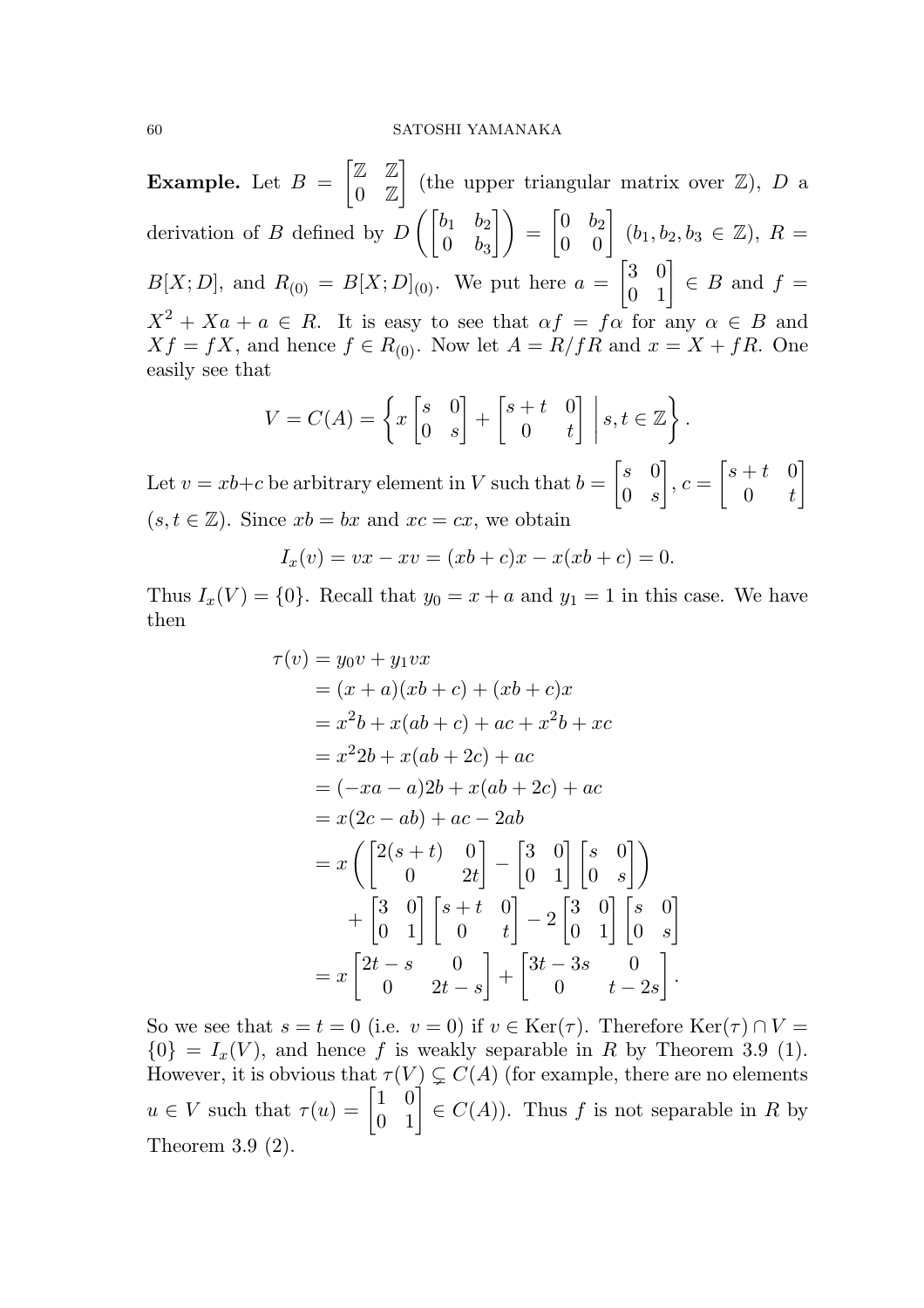**Example.** Let $B = \begin{bmatrix} \mathbb{Z} & \mathbb{Z} \\ 0 & \mathbb{Z} \end{bmatrix}$ (the upper triangular matrix over $\mathbb{Z}$), $D$ a derivation of $B$ defined by $D\left(\begin{bmatrix} b_1 & b_2 \\ 0 & b_3 \end{bmatrix}\right) = \begin{bmatrix} 0 & b_2 \\ 0 & 0 \end{bmatrix}$ ($b_1, b_2, b_3 \in \mathbb{Z}$), $R = B[X; D]$, and $R_{(0)} = B[X; D]_{(0)}$. We put here $a = \begin{bmatrix} 3 & 0 \\ 0 & 1 \end{bmatrix} \in B$ and $f = X^2 + Xa + a \in R$. It is easy to see that $\alpha f = f\alpha$ for any $\alpha \in B$ and $Xf = fX$, and hence $f \in R_{(0)}$. Now let $A = R/fR$ and $x = X + fR$. One easily see that

$$V = C(A) = \left\{ x \begin{bmatrix} s & 0 \\ 0 & s \end{bmatrix} + \begin{bmatrix} s+t & 0 \\ 0 & t \end{bmatrix} \,\middle|\, s, t \in \mathbb{Z} \right\}.$$

Let $v = xb + c$ be arbitrary element in $V$ such that $b = \begin{bmatrix} s & 0 \\ 0 & s \end{bmatrix}$, $c = \begin{bmatrix} s+t & 0 \\ 0 & t \end{bmatrix}$ ($s, t \in \mathbb{Z}$). Since $xb = bx$ and $xc = cx$, we obtain

$$I_x(v) = vx - xv = (xb + c)x - x(xb + c) = 0.$$

Thus $I_x(V) = \{0\}$. Recall that $y_0 = x + a$ and $y_1 = 1$ in this case. We have then

$$\begin{aligned}
\tau(v) &= y_0 v + y_1 v x \\
&= (x + a)(xb + c) + (xb + c)x \\
&= x^2 b + x(ab + c) + ac + x^2 b + xc \\
&= x^2 2b + x(ab + 2c) + ac \\
&= (-xa - a)2b + x(ab + 2c) + ac \\
&= x(2c - ab) + ac - 2ab \\
&= x\left( \begin{bmatrix} 2(s+t) & 0 \\ 0 & 2t \end{bmatrix} - \begin{bmatrix} 3 & 0 \\ 0 & 1 \end{bmatrix} \begin{bmatrix} s & 0 \\ 0 & s \end{bmatrix} \right) \\
&\quad + \begin{bmatrix} 3 & 0 \\ 0 & 1 \end{bmatrix} \begin{bmatrix} s+t & 0 \\ 0 & t \end{bmatrix} - 2 \begin{bmatrix} 3 & 0 \\ 0 & 1 \end{bmatrix} \begin{bmatrix} s & 0 \\ 0 & s \end{bmatrix} \\
&= x \begin{bmatrix} 2t - s & 0 \\ 0 & 2t - s \end{bmatrix} + \begin{bmatrix} 3t - 3s & 0 \\ 0 & t - 2s \end{bmatrix}.
\end{aligned}$$

So we see that $s = t = 0$ (i.e. $v = 0$) if $v \in \mathrm{Ker}(\tau)$. Therefore $\mathrm{Ker}(\tau) \cap V = \{0\} = I_x(V)$, and hence $f$ is weakly separable in $R$ by Theorem 3.9 (1). However, it is obvious that $\tau(V) \subsetneq C(A)$ (for example, there are no elements $u \in V$ such that $\tau(u) = \begin{bmatrix} 1 & 0 \\ 0 & 1 \end{bmatrix} \in C(A)$). Thus $f$ is not separable in $R$ by Theorem 3.9 (2).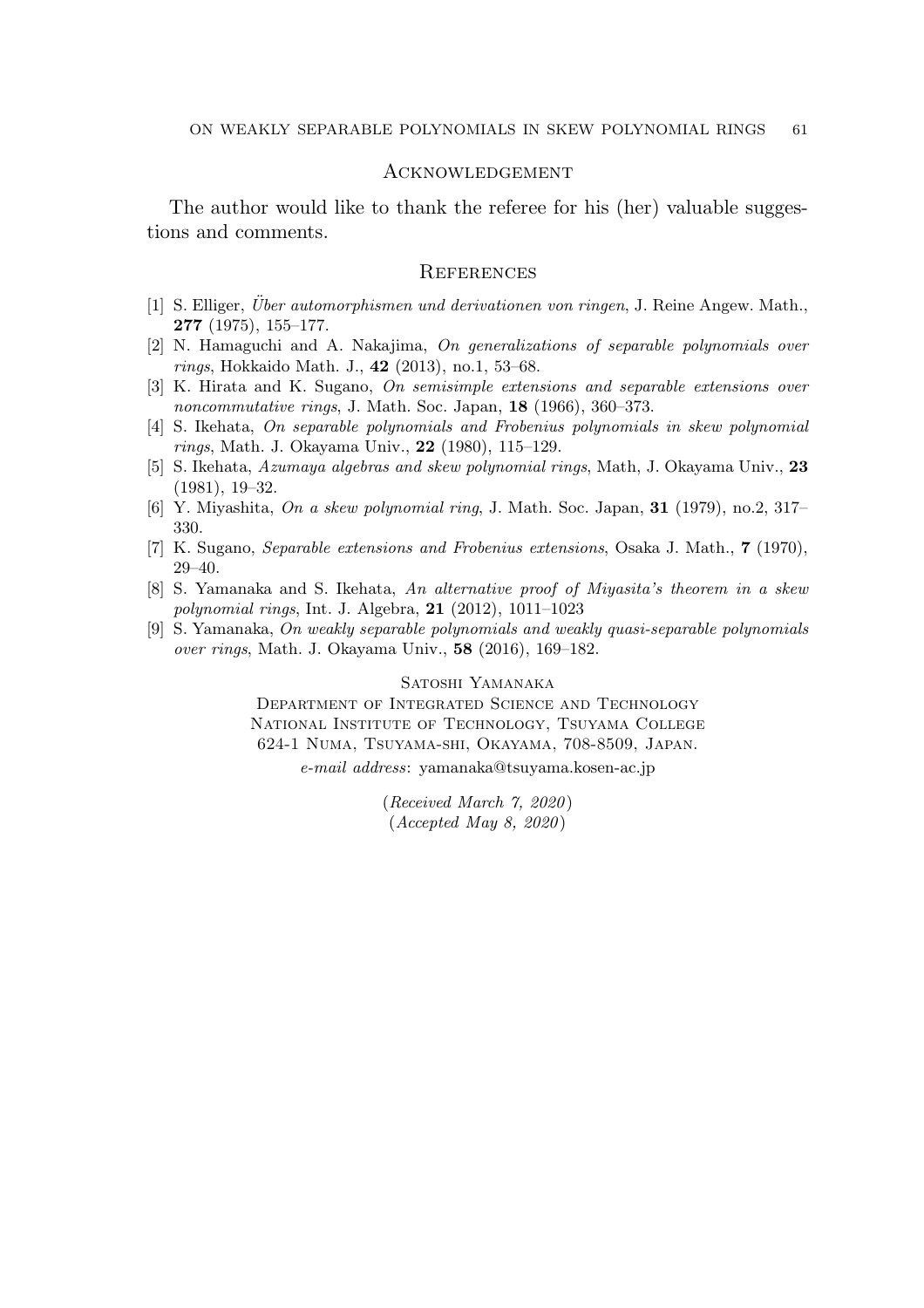## Acknowledgement

The author would like to thank the referee for his (her) valuable suggestions and comments.

## References

[1] S. Elliger, *Über automorphismen und derivationen von ringen*, J. Reine Angew. Math., **277** (1975), 155–177.

[2] N. Hamaguchi and A. Nakajima, *On generalizations of separable polynomials over rings*, Hokkaido Math. J., **42** (2013), no.1, 53–68.

[3] K. Hirata and K. Sugano, *On semisimple extensions and separable extensions over noncommutative rings*, J. Math. Soc. Japan, **18** (1966), 360–373.

[4] S. Ikehata, *On separable polynomials and Frobenius polynomials in skew polynomial rings*, Math. J. Okayama Univ., **22** (1980), 115–129.

[5] S. Ikehata, *Azumaya algebras and skew polynomial rings*, Math, J. Okayama Univ., **23** (1981), 19–32.

[6] Y. Miyashita, *On a skew polynomial ring*, J. Math. Soc. Japan, **31** (1979), no.2, 317–330.

[7] K. Sugano, *Separable extensions and Frobenius extensions*, Osaka J. Math., **7** (1970), 29–40.

[8] S. Yamanaka and S. Ikehata, *An alternative proof of Miyasita's theorem in a skew polynomial rings*, Int. J. Algebra, **21** (2012), 1011–1023

[9] S. Yamanaka, *On weakly separable polynomials and weakly quasi-separable polynomials over rings*, Math. J. Okayama Univ., **58** (2016), 169–182.

Satoshi Yamanaka
Department of Integrated Science and Technology
National Institute of Technology, Tsuyama College
624-1 Numa, Tsuyama-shi, Okayama, 708-8509, Japan.
*e-mail address*: yamanaka@tsuyama.kosen-ac.jp

(*Received March 7, 2020*)
(*Accepted May 8, 2020*)